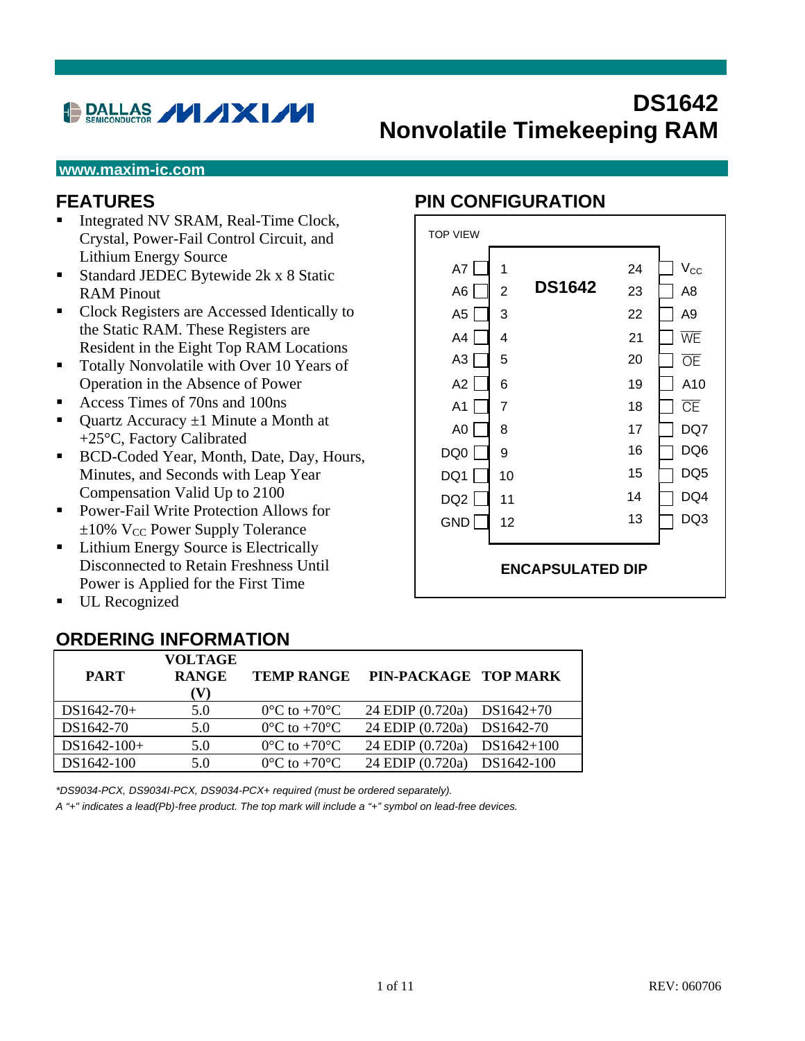# DS1642
# Nonvolatile Timekeeping RAM

www.maxim-ic.com

## FEATURES

- Integrated NV SRAM, Real-Time Clock, Crystal, Power-Fail Control Circuit, and Lithium Energy Source
- Standard JEDEC Bytewide 2k x 8 Static RAM Pinout
- Clock Registers are Accessed Identically to the Static RAM. These Registers are Resident in the Eight Top RAM Locations
- Totally Nonvolatile with Over 10 Years of Operation in the Absence of Power
- Access Times of 70ns and 100ns
- Quartz Accuracy ±1 Minute a Month at +25°C, Factory Calibrated
- BCD-Coded Year, Month, Date, Day, Hours, Minutes, and Seconds with Leap Year Compensation Valid Up to 2100
- Power-Fail Write Protection Allows for ±10% $V_{CC}$ Power Supply Tolerance
- Lithium Energy Source is Electrically Disconnected to Retain Freshness Until Power is Applied for the First Time
- UL Recognized

## PIN CONFIGURATION

TOP VIEW

DS1642

| Pin | Name | Pin | Name |
|---|---|---|---|
| 1 | A7 | 24 | $V_{CC}$ |
| 2 | A6 | 23 | A8 |
| 3 | A5 | 22 | A9 |
| 4 | A4 | 21 | $\overline{WE}$ |
| 5 | A3 | 20 | $\overline{OE}$ |
| 6 | A2 | 19 | A10 |
| 7 | A1 | 18 | $\overline{CE}$ |
| 8 | A0 | 17 | DQ7 |
| 9 | DQ0 | 16 | DQ6 |
| 10 | DQ1 | 15 | DQ5 |
| 11 | DQ2 | 14 | DQ4 |
| 12 | GND | 13 | DQ3 |

ENCAPSULATED DIP

## ORDERING INFORMATION

| PART | VOLTAGE RANGE (V) | TEMP RANGE | PIN-PACKAGE | TOP MARK |
|---|---|---|---|---|
| DS1642-70+ | 5.0 | 0°C to +70°C | 24 EDIP (0.720a) | DS1642+70 |
| DS1642-70 | 5.0 | 0°C to +70°C | 24 EDIP (0.720a) | DS1642-70 |
| DS1642-100+ | 5.0 | 0°C to +70°C | 24 EDIP (0.720a) | DS1642+100 |
| DS1642-100 | 5.0 | 0°C to +70°C | 24 EDIP (0.720a) | DS1642-100 |

*\*DS9034-PCX, DS9034I-PCX, DS9034-PCX+ required (must be ordered separately).*

*A "+" indicates a lead(Pb)-free product. The top mark will include a "+" symbol on lead-free devices.*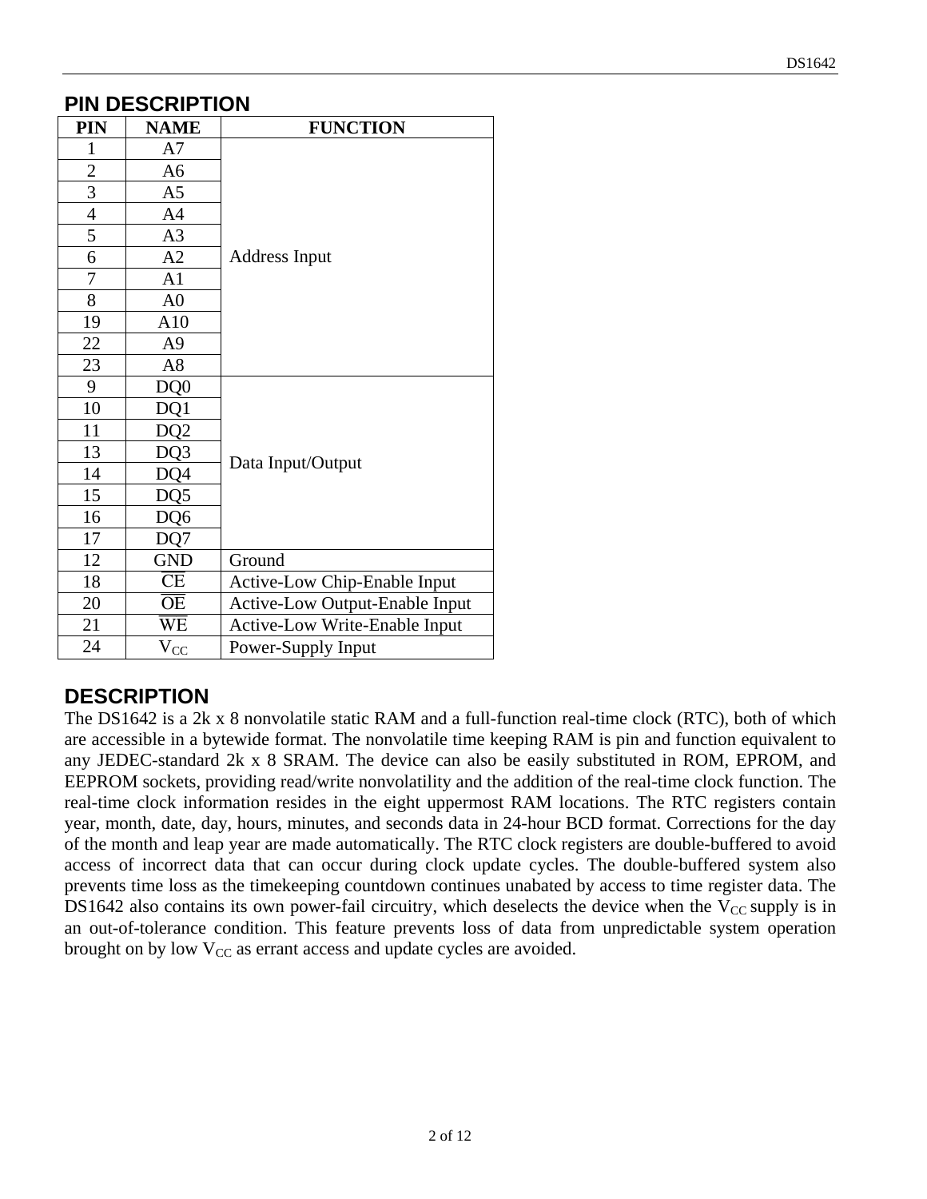## PIN DESCRIPTION

| PIN | NAME | FUNCTION |
|---|---|---|
| 1 | A7 | Address Input |
| 2 | A6 | |
| 3 | A5 | |
| 4 | A4 | |
| 5 | A3 | |
| 6 | A2 | |
| 7 | A1 | |
| 8 | A0 | |
| 19 | A10 | |
| 22 | A9 | |
| 23 | A8 | |
| 9 | DQ0 | Data Input/Output |
| 10 | DQ1 | |
| 11 | DQ2 | |
| 13 | DQ3 | |
| 14 | DQ4 | |
| 15 | DQ5 | |
| 16 | DQ6 | |
| 17 | DQ7 | |
| 12 | GND | Ground |
| 18 | $\overline{CE}$ | Active-Low Chip-Enable Input |
| 20 | $\overline{OE}$ | Active-Low Output-Enable Input |
| 21 | $\overline{WE}$ | Active-Low Write-Enable Input |
| 24 | $V_{CC}$ | Power-Supply Input |

## DESCRIPTION

The DS1642 is a 2k x 8 nonvolatile static RAM and a full-function real-time clock (RTC), both of which are accessible in a bytewide format. The nonvolatile time keeping RAM is pin and function equivalent to any JEDEC-standard 2k x 8 SRAM. The device can also be easily substituted in ROM, EPROM, and EEPROM sockets, providing read/write nonvolatility and the addition of the real-time clock function. The real-time clock information resides in the eight uppermost RAM locations. The RTC registers contain year, month, date, day, hours, minutes, and seconds data in 24-hour BCD format. Corrections for the day of the month and leap year are made automatically. The RTC clock registers are double-buffered to avoid access of incorrect data that can occur during clock update cycles. The double-buffered system also prevents time loss as the timekeeping countdown continues unabated by access to time register data. The DS1642 also contains its own power-fail circuitry, which deselects the device when the $V_{CC}$ supply is in an out-of-tolerance condition. This feature prevents loss of data from unpredictable system operation brought on by low $V_{CC}$ as errant access and update cycles are avoided.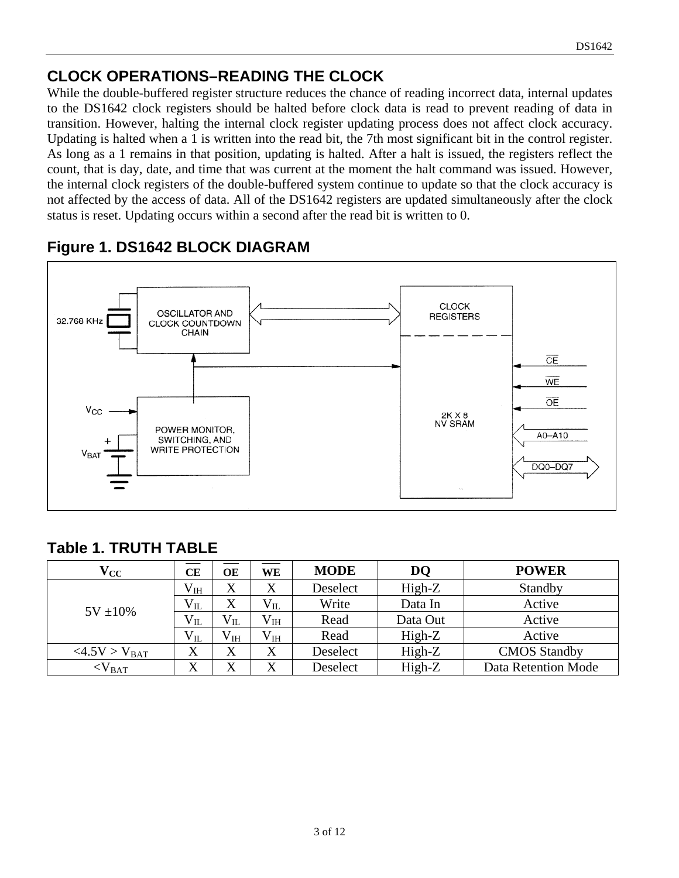## CLOCK OPERATIONS–READING THE CLOCK

While the double-buffered register structure reduces the chance of reading incorrect data, internal updates to the DS1642 clock registers should be halted before clock data is read to prevent reading of data in transition. However, halting the internal clock register updating process does not affect clock accuracy. Updating is halted when a 1 is written into the read bit, the 7th most significant bit in the control register. As long as a 1 remains in that position, updating is halted. After a halt is issued, the registers reflect the count, that is day, date, and time that was current at the moment the halt command was issued. However, the internal clock registers of the double-buffered system continue to update so that the clock accuracy is not affected by the access of data. All of the DS1642 registers are updated simultaneously after the clock status is reset. Updating occurs within a second after the read bit is written to 0.

## Figure 1. DS1642 BLOCK DIAGRAM

32.768 KHz

OSCILLATOR AND CLOCK COUNTDOWN CHAIN

CLOCK REGISTERS

$V_{CC}$

$V_{BAT}$

POWER MONITOR, SWITCHING, AND WRITE PROTECTION

2K X 8 NV SRAM

$\overline{CE}$

$\overline{WE}$

$\overline{OE}$

A0–A10

DQ0–DQ7

## Table 1. TRUTH TABLE

| $V_{CC}$ | $\overline{CE}$ | $\overline{OE}$ | $\overline{WE}$ | MODE | DQ | POWER |
|---|---|---|---|---|---|---|
| 5V ±10% | $V_{IH}$ | X | X | Deselect | High-Z | Standby |
| | $V_{IL}$ | X | $V_{IL}$ | Write | Data In | Active |
| | $V_{IL}$ | $V_{IL}$ | $V_{IH}$ | Read | Data Out | Active |
| | $V_{IL}$ | $V_{IH}$ | $V_{IH}$ | Read | High-Z | Active |
| $<4.5V > V_{BAT}$ | X | X | X | Deselect | High-Z | CMOS Standby |
| $<V_{BAT}$ | X | X | X | Deselect | High-Z | Data Retention Mode |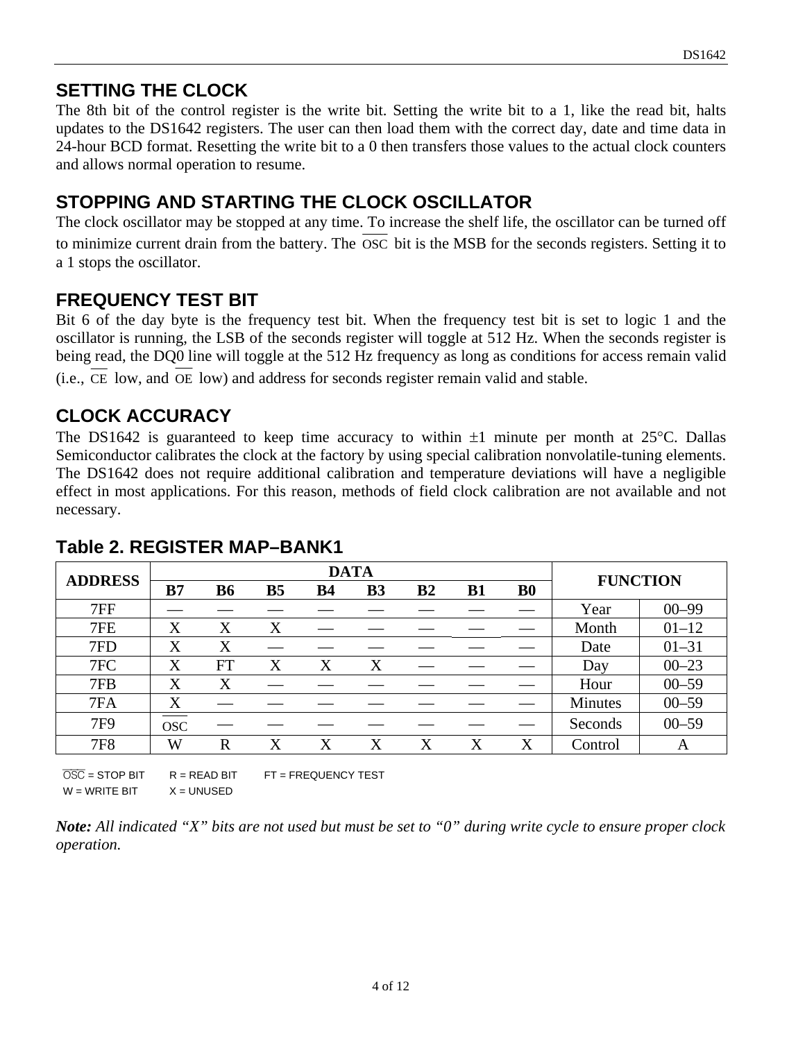## SETTING THE CLOCK

The 8th bit of the control register is the write bit. Setting the write bit to a 1, like the read bit, halts updates to the DS1642 registers. The user can then load them with the correct day, date and time data in 24-hour BCD format. Resetting the write bit to a 0 then transfers those values to the actual clock counters and allows normal operation to resume.

## STOPPING AND STARTING THE CLOCK OSCILLATOR

The clock oscillator may be stopped at any time. To increase the shelf life, the oscillator can be turned off to minimize current drain from the battery. The $\overline{\text{OSC}}$ bit is the MSB for the seconds registers. Setting it to a 1 stops the oscillator.

## FREQUENCY TEST BIT

Bit 6 of the day byte is the frequency test bit. When the frequency test bit is set to logic 1 and the oscillator is running, the LSB of the seconds register will toggle at 512 Hz. When the seconds register is being read, the DQ0 line will toggle at the 512 Hz frequency as long as conditions for access remain valid (i.e., $\overline{\text{CE}}$ low, and $\overline{\text{OE}}$ low) and address for seconds register remain valid and stable.

## CLOCK ACCURACY

The DS1642 is guaranteed to keep time accuracy to within ±1 minute per month at 25°C. Dallas Semiconductor calibrates the clock at the factory by using special calibration nonvolatile-tuning elements. The DS1642 does not require additional calibration and temperature deviations will have a negligible effect in most applications. For this reason, methods of field clock calibration are not available and not necessary.

## Table 2. REGISTER MAP–BANK1

| ADDRESS | DATA | | | | | | | | FUNCTION | |
|---|---|---|---|---|---|---|---|---|---|---|
| | B7 | B6 | B5 | B4 | B3 | B2 | B1 | B0 | | |
| 7FF | — | — | — | — | — | — | — | — | Year | 00–99 |
| 7FE | X | X | X | — | — | — | — | — | Month | 01–12 |
| 7FD | X | X | — | — | — | — | — | — | Date | 01–31 |
| 7FC | X | FT | X | X | X | — | — | — | Day | 00–23 |
| 7FB | X | X | — | — | — | — | — | — | Hour | 00–59 |
| 7FA | X | — | — | — | — | — | — | — | Minutes | 00–59 |
| 7F9 | $\overline{\text{OSC}}$ | — | — | — | — | — | — | — | Seconds | 00–59 |
| 7F8 | W | R | X | X | X | X | X | X | Control | A |

$\overline{\text{OSC}}$ = STOP BIT　　R = READ BIT　　FT = FREQUENCY TEST
W = WRITE BIT　　X = UNUSED

***Note:*** *All indicated "X" bits are not used but must be set to "0" during write cycle to ensure proper clock operation.*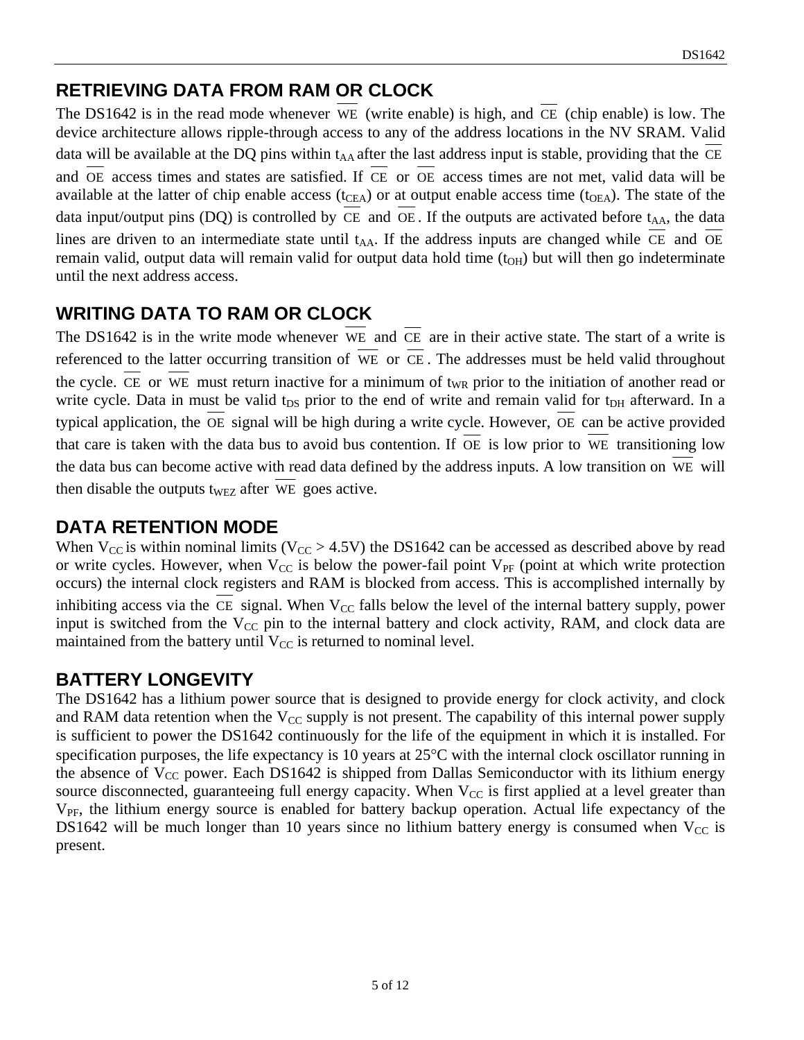## RETRIEVING DATA FROM RAM OR CLOCK

The DS1642 is in the read mode whenever $\overline{WE}$ (write enable) is high, and $\overline{CE}$ (chip enable) is low. The device architecture allows ripple-through access to any of the address locations in the NV SRAM. Valid data will be available at the DQ pins within $t_{AA}$ after the last address input is stable, providing that the $\overline{CE}$ and $\overline{OE}$ access times and states are satisfied. If $\overline{CE}$ or $\overline{OE}$ access times are not met, valid data will be available at the latter of chip enable access ($t_{CEA}$) or at output enable access time ($t_{OEA}$). The state of the data input/output pins (DQ) is controlled by $\overline{CE}$ and $\overline{OE}$. If the outputs are activated before $t_{AA}$, the data lines are driven to an intermediate state until $t_{AA}$. If the address inputs are changed while $\overline{CE}$ and $\overline{OE}$ remain valid, output data will remain valid for output data hold time ($t_{OH}$) but will then go indeterminate until the next address access.

## WRITING DATA TO RAM OR CLOCK

The DS1642 is in the write mode whenever $\overline{WE}$ and $\overline{CE}$ are in their active state. The start of a write is referenced to the latter occurring transition of $\overline{WE}$ or $\overline{CE}$. The addresses must be held valid throughout the cycle. $\overline{CE}$ or $\overline{WE}$ must return inactive for a minimum of $t_{WR}$ prior to the initiation of another read or write cycle. Data in must be valid $t_{DS}$ prior to the end of write and remain valid for $t_{DH}$ afterward. In a typical application, the $\overline{OE}$ signal will be high during a write cycle. However, $\overline{OE}$ can be active provided that care is taken with the data bus to avoid bus contention. If $\overline{OE}$ is low prior to $\overline{WE}$ transitioning low the data bus can become active with read data defined by the address inputs. A low transition on $\overline{WE}$ will then disable the outputs $t_{WEZ}$ after $\overline{WE}$ goes active.

## DATA RETENTION MODE

When $V_{CC}$ is within nominal limits ($V_{CC} > 4.5V$) the DS1642 can be accessed as described above by read or write cycles. However, when $V_{CC}$ is below the power-fail point $V_{PF}$ (point at which write protection occurs) the internal clock registers and RAM is blocked from access. This is accomplished internally by inhibiting access via the $\overline{CE}$ signal. When $V_{CC}$ falls below the level of the internal battery supply, power input is switched from the $V_{CC}$ pin to the internal battery and clock activity, RAM, and clock data are maintained from the battery until $V_{CC}$ is returned to nominal level.

## BATTERY LONGEVITY

The DS1642 has a lithium power source that is designed to provide energy for clock activity, and clock and RAM data retention when the $V_{CC}$ supply is not present. The capability of this internal power supply is sufficient to power the DS1642 continuously for the life of the equipment in which it is installed. For specification purposes, the life expectancy is 10 years at 25°C with the internal clock oscillator running in the absence of $V_{CC}$ power. Each DS1642 is shipped from Dallas Semiconductor with its lithium energy source disconnected, guaranteeing full energy capacity. When $V_{CC}$ is first applied at a level greater than $V_{PF}$, the lithium energy source is enabled for battery backup operation. Actual life expectancy of the DS1642 will be much longer than 10 years since no lithium battery energy is consumed when $V_{CC}$ is present.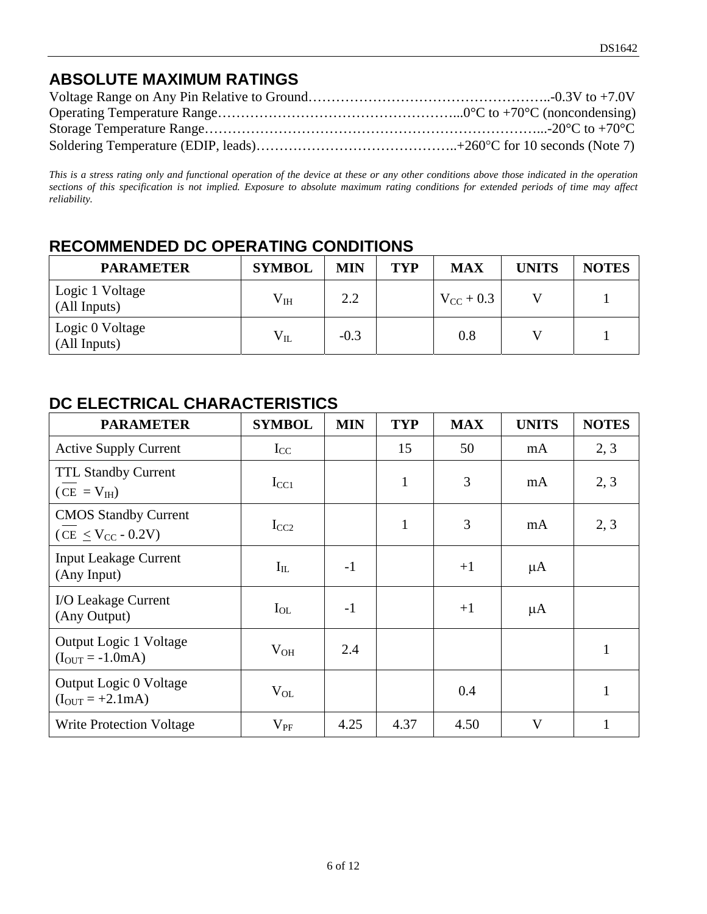## ABSOLUTE MAXIMUM RATINGS

Voltage Range on Any Pin Relative to Ground……………………………………………..-0.3V to +7.0V
Operating Temperature Range……………………………………………...0°C to +70°C (noncondensing)
Storage Temperature Range…………………………………………………………….....-20°C to +70°C
Soldering Temperature (EDIP, leads)……………………………………..+260°C for 10 seconds (Note 7)

*This is a stress rating only and functional operation of the device at these or any other conditions above those indicated in the operation sections of this specification is not implied. Exposure to absolute maximum rating conditions for extended periods of time may affect reliability.*

## RECOMMENDED DC OPERATING CONDITIONS

| PARAMETER | SYMBOL | MIN | TYP | MAX | UNITS | NOTES |
|---|---|---|---|---|---|---|
| Logic 1 Voltage (All Inputs) | $V_{IH}$ | 2.2 | | $V_{CC}$ + 0.3 | V | 1 |
| Logic 0 Voltage (All Inputs) | $V_{IL}$ | -0.3 | | 0.8 | V | 1 |

## DC ELECTRICAL CHARACTERISTICS

| PARAMETER | SYMBOL | MIN | TYP | MAX | UNITS | NOTES |
|---|---|---|---|---|---|---|
| Active Supply Current | $I_{CC}$ | | 15 | 50 | mA | 2, 3 |
| TTL Standby Current ($\overline{CE}$ = $V_{IH}$) | $I_{CC1}$ | | 1 | 3 | mA | 2, 3 |
| CMOS Standby Current ($\overline{CE}$ $\leq$ $V_{CC}$ - 0.2V) | $I_{CC2}$ | | 1 | 3 | mA | 2, 3 |
| Input Leakage Current (Any Input) | $I_{IL}$ | -1 | | +1 | μA | |
| I/O Leakage Current (Any Output) | $I_{OL}$ | -1 | | +1 | μA | |
| Output Logic 1 Voltage ($I_{OUT}$ = -1.0mA) | $V_{OH}$ | 2.4 | | | | 1 |
| Output Logic 0 Voltage ($I_{OUT}$ = +2.1mA) | $V_{OL}$ | | | 0.4 | | 1 |
| Write Protection Voltage | $V_{PF}$ | 4.25 | 4.37 | 4.50 | V | 1 |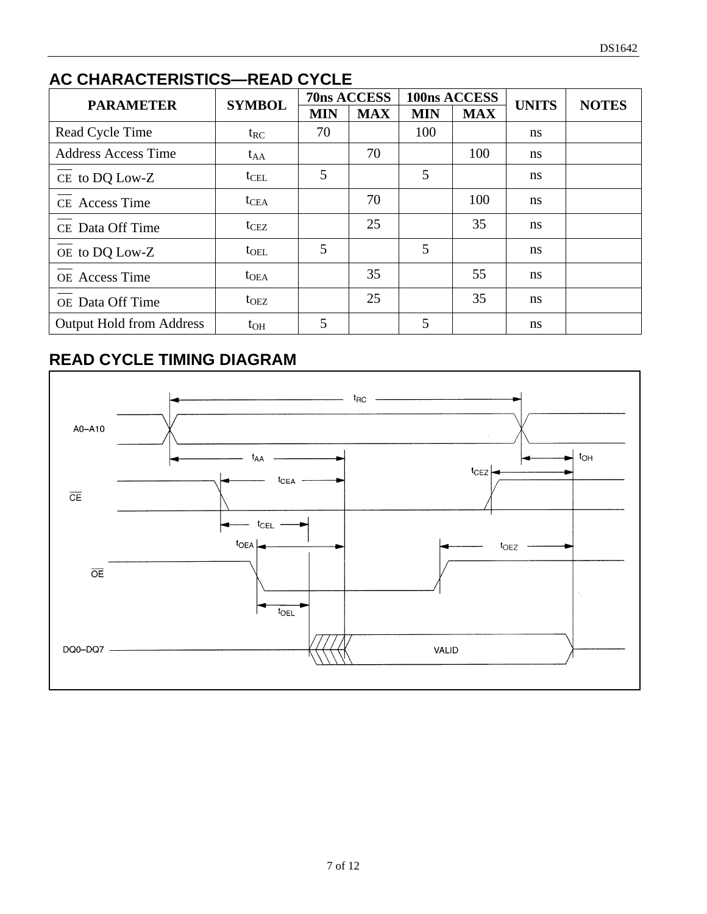## AC CHARACTERISTICS—READ CYCLE

| PARAMETER | SYMBOL | 70ns ACCESS | | 100ns ACCESS | | UNITS | NOTES |
|---|---|---|---|---|---|---|---|
| | | MIN | MAX | MIN | MAX | | |
| Read Cycle Time | $t_{RC}$ | 70 | | 100 | | ns | |
| Address Access Time | $t_{AA}$ | | 70 | | 100 | ns | |
| $\overline{CE}$ to DQ Low-Z | $t_{CEL}$ | 5 | | 5 | | ns | |
| $\overline{CE}$ Access Time | $t_{CEA}$ | | 70 | | 100 | ns | |
| $\overline{CE}$ Data Off Time | $t_{CEZ}$ | | 25 | | 35 | ns | |
| $\overline{OE}$ to DQ Low-Z | $t_{OEL}$ | 5 | | 5 | | ns | |
| $\overline{OE}$ Access Time | $t_{OEA}$ | | 35 | | 55 | ns | |
| $\overline{OE}$ Data Off Time | $t_{OEZ}$ | | 25 | | 35 | ns | |
| Output Hold from Address | $t_{OH}$ | 5 | | 5 | | ns | |

## READ CYCLE TIMING DIAGRAM

$t_{RC}$
A0–A10
$t_{AA}$
$t_{OH}$
$t_{CEZ}$
$t_{CEA}$
$\overline{CE}$
$t_{CEL}$
$t_{OEA}$
$t_{OEZ}$
$\overline{OE}$
$t_{OEL}$
DQ0–DQ7
VALID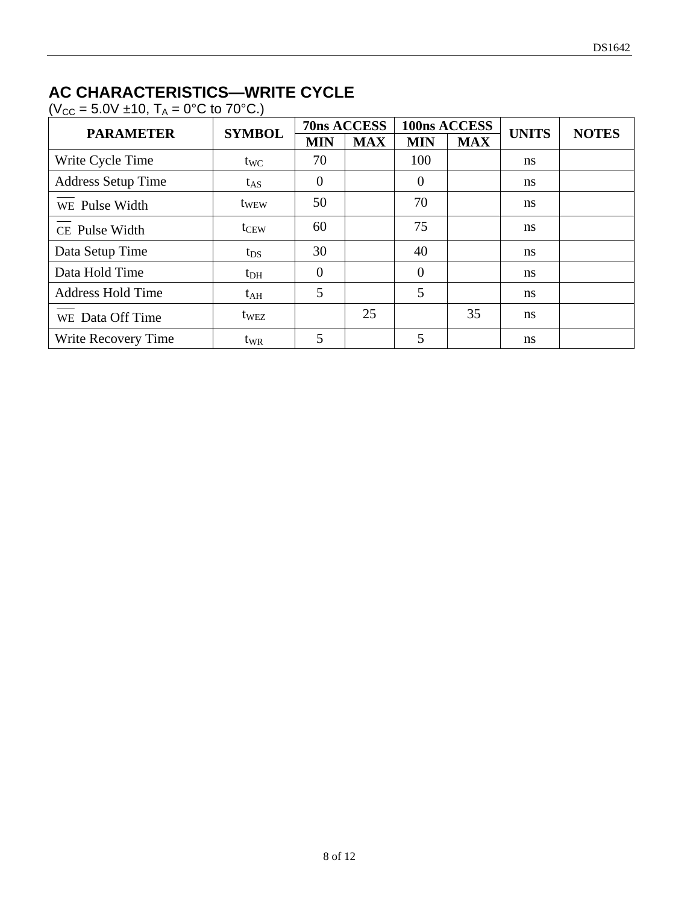## AC CHARACTERISTICS—WRITE CYCLE

($V_{CC}$ = 5.0V ±10, $T_A$ = 0°C to 70°C.)

| PARAMETER | SYMBOL | 70ns ACCESS | | 100ns ACCESS | | UNITS | NOTES |
|---|---|---|---|---|---|---|---|
| | | MIN | MAX | MIN | MAX | | |
| Write Cycle Time | $t_{WC}$ | 70 | | 100 | | ns | |
| Address Setup Time | $t_{AS}$ | 0 | | 0 | | ns | |
| $\overline{WE}$ Pulse Width | $t_{WEW}$ | 50 | | 70 | | ns | |
| $\overline{CE}$ Pulse Width | $t_{CEW}$ | 60 | | 75 | | ns | |
| Data Setup Time | $t_{DS}$ | 30 | | 40 | | ns | |
| Data Hold Time | $t_{DH}$ | 0 | | 0 | | ns | |
| Address Hold Time | $t_{AH}$ | 5 | | 5 | | ns | |
| $\overline{WE}$ Data Off Time | $t_{WEZ}$ | | 25 | | 35 | ns | |
| Write Recovery Time | $t_{WR}$ | 5 | | 5 | | ns | |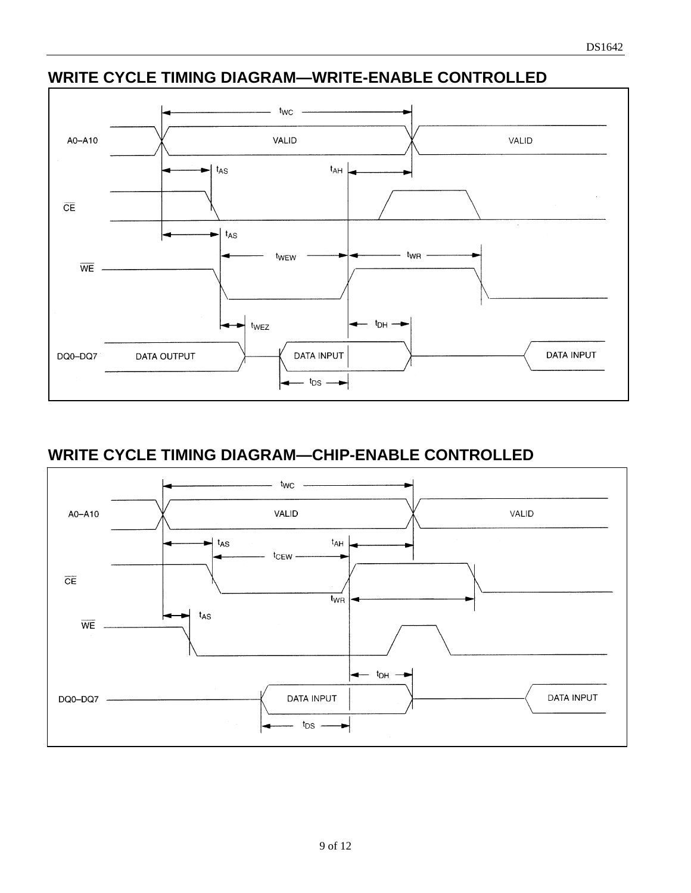## WRITE CYCLE TIMING DIAGRAM—WRITE-ENABLE CONTROLLED

$t_{WC}$

A0–A10

VALID

VALID

$t_{AS}$

$t_{AH}$

$\overline{CE}$

$t_{AS}$

$t_{WEW}$

$t_{WR}$

$\overline{WE}$

$t_{WEZ}$

$t_{DH}$

DQ0–DQ7

DATA OUTPUT

DATA INPUT

DATA INPUT

$t_{DS}$

## WRITE CYCLE TIMING DIAGRAM—CHIP-ENABLE CONTROLLED

$t_{WC}$

A0–A10

VALID

VALID

$t_{AS}$

$t_{AH}$

$t_{CEW}$

$\overline{CE}$

$t_{WR}$

$t_{AS}$

$\overline{WE}$

$t_{DH}$

DQ0–DQ7

DATA INPUT

DATA INPUT

$t_{DS}$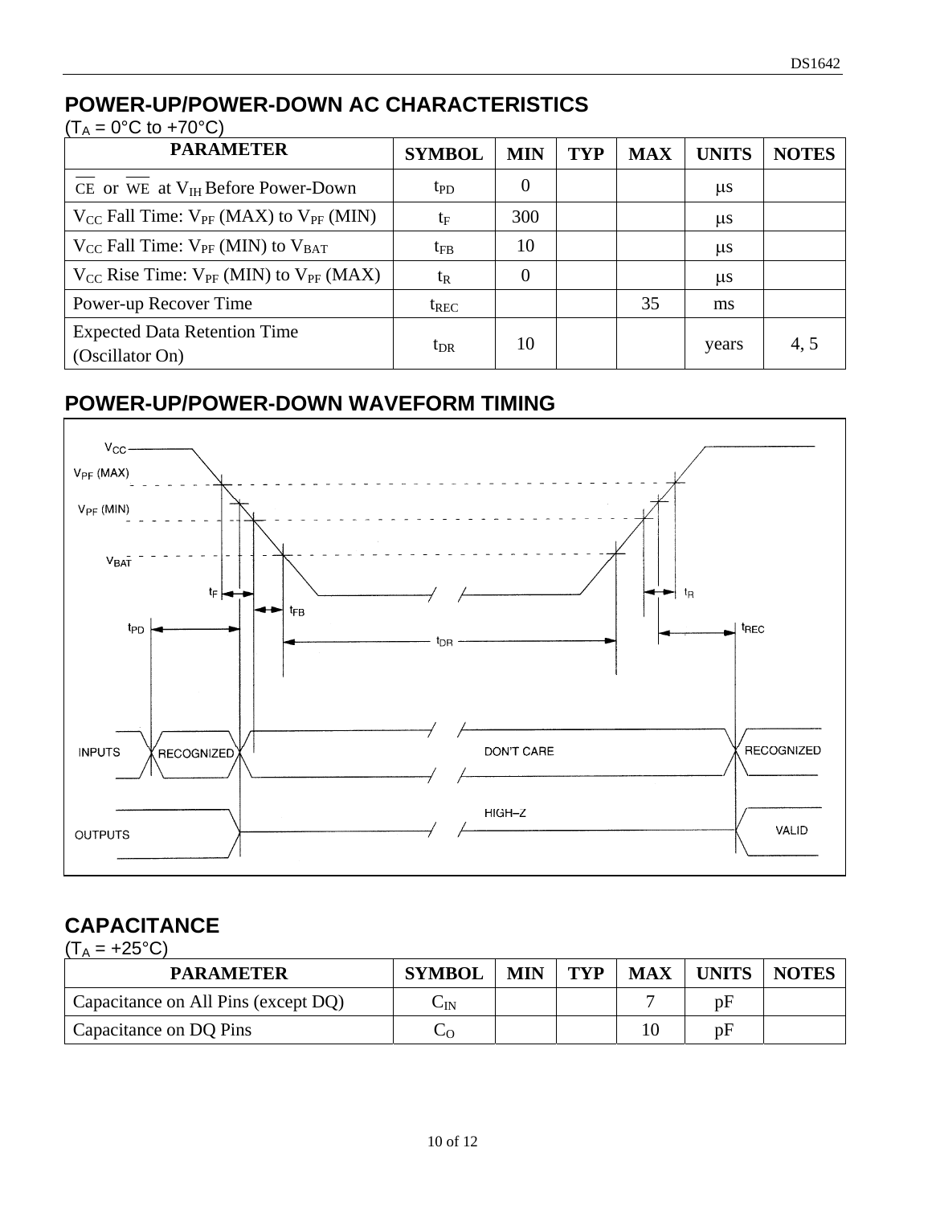## POWER-UP/POWER-DOWN AC CHARACTERISTICS

($T_A$ = 0°C to +70°C)

| PARAMETER | SYMBOL | MIN | TYP | MAX | UNITS | NOTES |
|---|---|---|---|---|---|---|
| $\overline{CE}$ or $\overline{WE}$ at $V_{IH}$ Before Power-Down | $t_{PD}$ | 0 | | | µs | |
| $V_{CC}$ Fall Time: $V_{PF}$ (MAX) to $V_{PF}$ (MIN) | $t_F$ | 300 | | | µs | |
| $V_{CC}$ Fall Time: $V_{PF}$ (MIN) to $V_{BAT}$ | $t_{FB}$ | 10 | | | µs | |
| $V_{CC}$ Rise Time: $V_{PF}$ (MIN) to $V_{PF}$ (MAX) | $t_R$ | 0 | | | µs | |
| Power-up Recover Time | $t_{REC}$ | | | 35 | ms | |
| Expected Data Retention Time (Oscillator On) | $t_{DR}$ | 10 | | | years | 4, 5 |

## POWER-UP/POWER-DOWN WAVEFORM TIMING

$V_{CC}$

$V_{PF}$ (MAX)

$V_{PF}$ (MIN)

$V_{BAT}$

$t_F$

$t_{FB}$

$t_{PD}$

$t_{DR}$

$t_R$

$t_{REC}$

INPUTS

RECOGNIZED

DON'T CARE

RECOGNIZED

OUTPUTS

HIGH–Z

VALID

## CAPACITANCE

($T_A$ = +25°C)

| PARAMETER | SYMBOL | MIN | TYP | MAX | UNITS | NOTES |
|---|---|---|---|---|---|---|
| Capacitance on All Pins (except DQ) | $C_{IN}$ | | | 7 | pF | |
| Capacitance on DQ Pins | $C_O$ | | | 10 | pF | |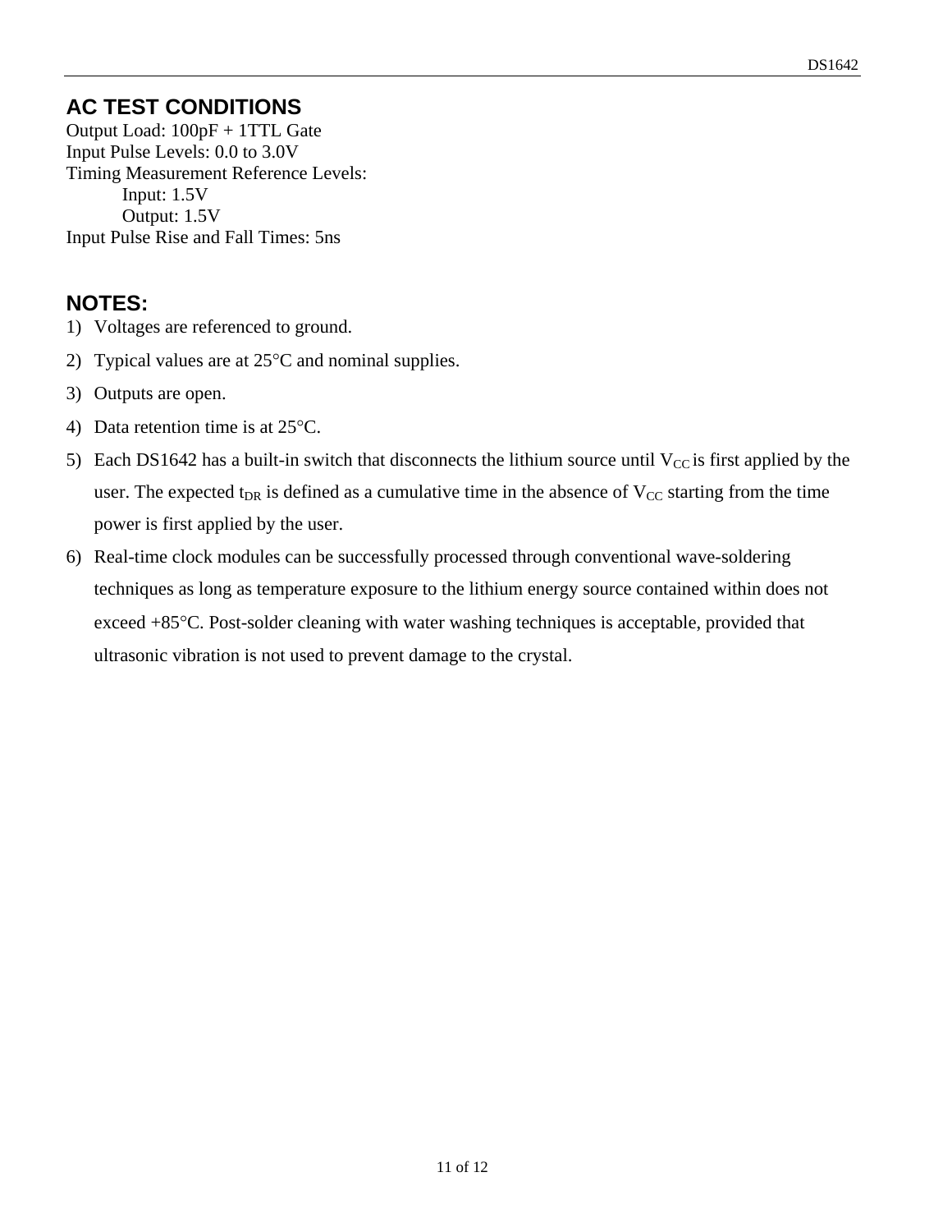## AC TEST CONDITIONS

Output Load: 100pF + 1TTL Gate
Input Pulse Levels: 0.0 to 3.0V
Timing Measurement Reference Levels:
    Input: 1.5V
    Output: 1.5V
Input Pulse Rise and Fall Times: 5ns

## NOTES:

1) Voltages are referenced to ground.
2) Typical values are at 25°C and nominal supplies.
3) Outputs are open.
4) Data retention time is at 25°C.
5) Each DS1642 has a built-in switch that disconnects the lithium source until $V_{CC}$ is first applied by the user. The expected $t_{DR}$ is defined as a cumulative time in the absence of $V_{CC}$ starting from the time power is first applied by the user.
6) Real-time clock modules can be successfully processed through conventional wave-soldering techniques as long as temperature exposure to the lithium energy source contained within does not exceed +85°C. Post-solder cleaning with water washing techniques is acceptable, provided that ultrasonic vibration is not used to prevent damage to the crystal.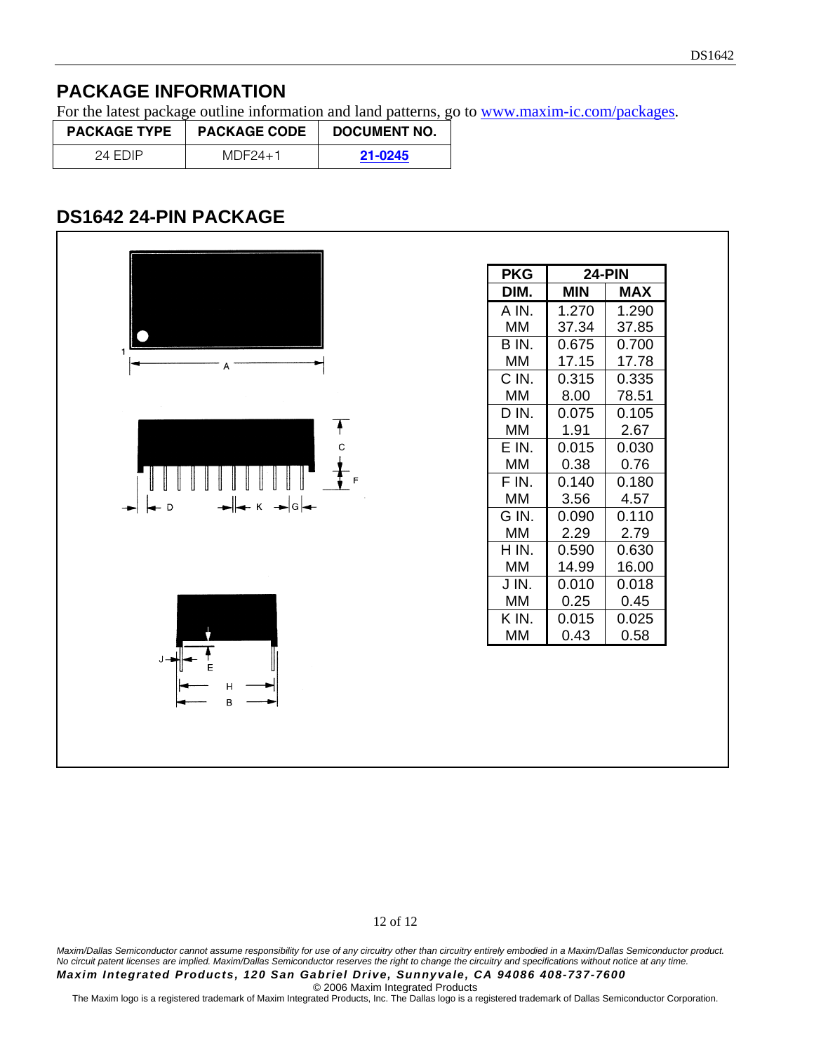## PACKAGE INFORMATION

For the latest package outline information and land patterns, go to www.maxim-ic.com/packages.

| PACKAGE TYPE | PACKAGE CODE | DOCUMENT NO. |
|---|---|---|
| 24 EDIP | MDF24+1 | 21-0245 |

## DS1642 24-PIN PACKAGE

1

A

C

F

D

K

G

J

E

H

B

| PKG | 24-PIN | |
|---|---|---|
| DIM. | MIN | MAX |
| A IN. | 1.270 | 1.290 |
| MM | 37.34 | 37.85 |
| B IN. | 0.675 | 0.700 |
| MM | 17.15 | 17.78 |
| C IN. | 0.315 | 0.335 |
| MM | 8.00 | 78.51 |
| D IN. | 0.075 | 0.105 |
| MM | 1.91 | 2.67 |
| E IN. | 0.015 | 0.030 |
| MM | 0.38 | 0.76 |
| F IN. | 0.140 | 0.180 |
| MM | 3.56 | 4.57 |
| G IN. | 0.090 | 0.110 |
| MM | 2.29 | 2.79 |
| H IN. | 0.590 | 0.630 |
| MM | 14.99 | 16.00 |
| J IN. | 0.010 | 0.018 |
| MM | 0.25 | 0.45 |
| K IN. | 0.015 | 0.025 |
| MM | 0.43 | 0.58 |

*Maxim/Dallas Semiconductor cannot assume responsibility for use of any circuitry other than circuitry entirely embodied in a Maxim/Dallas Semiconductor product. No circuit patent licenses are implied. Maxim/Dallas Semiconductor reserves the right to change the circuitry and specifications without notice at any time.*

***Maxim Integrated Products, 120 San Gabriel Drive, Sunnyvale, CA 94086 408-737-7600***

© 2006 Maxim Integrated Products

The Maxim logo is a registered trademark of Maxim Integrated Products, Inc. The Dallas logo is a registered trademark of Dallas Semiconductor Corporation.